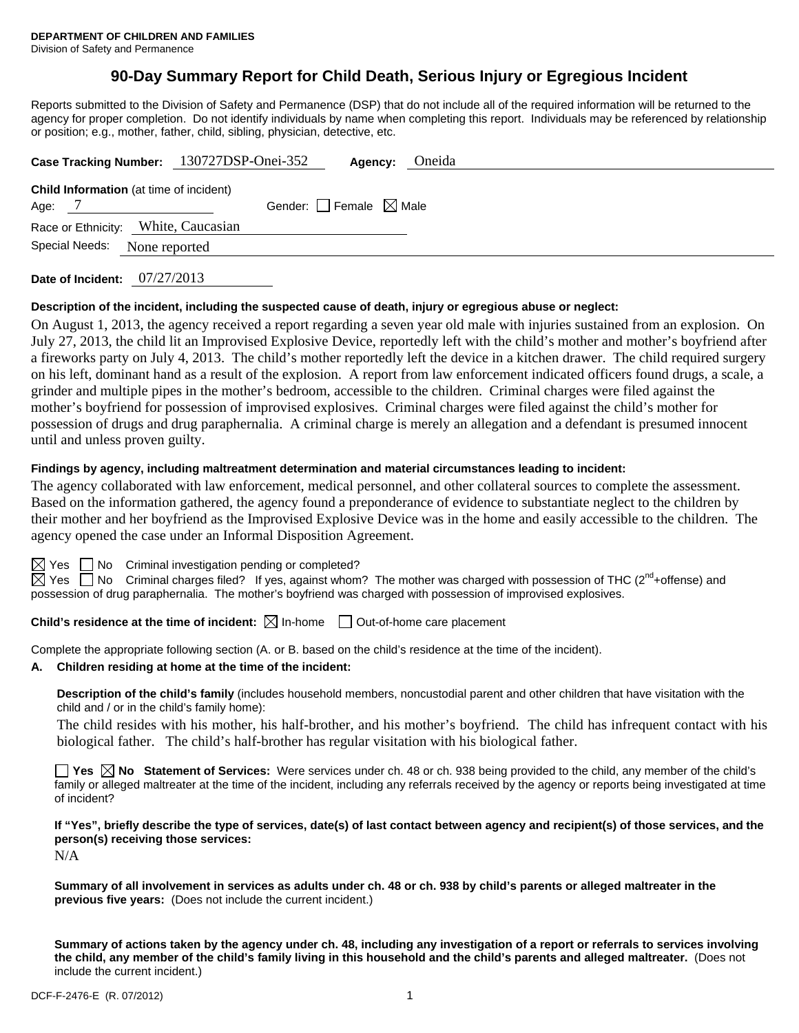**DEPARTMENT OF CHILDREN AND FAMILIES**
Division of Safety and Permanence

# 90-Day Summary Report for Child Death, Serious Injury or Egregious Incident

Reports submitted to the Division of Safety and Permanence (DSP) that do not include all of the required information will be returned to the agency for proper completion. Do not identify individuals by name when completing this report. Individuals may be referenced by relationship or position; e.g., mother, father, child, sibling, physician, detective, etc.

**Case Tracking Number:** 130727DSP-Onei-352 **Agency:** Oneida

**Child Information** (at time of incident)
Age: 7 Gender: ☐ Female ☒ Male
Race or Ethnicity: White, Caucasian
Special Needs: None reported

**Date of Incident:** 07/27/2013

**Description of the incident, including the suspected cause of death, injury or egregious abuse or neglect:**

On August 1, 2013, the agency received a report regarding a seven year old male with injuries sustained from an explosion. On July 27, 2013, the child lit an Improvised Explosive Device, reportedly left with the child's mother and mother's boyfriend after a fireworks party on July 4, 2013. The child's mother reportedly left the device in a kitchen drawer. The child required surgery on his left, dominant hand as a result of the explosion. A report from law enforcement indicated officers found drugs, a scale, a grinder and multiple pipes in the mother's bedroom, accessible to the children. Criminal charges were filed against the mother's boyfriend for possession of improvised explosives. Criminal charges were filed against the child's mother for possession of drugs and drug paraphernalia. A criminal charge is merely an allegation and a defendant is presumed innocent until and unless proven guilty.

**Findings by agency, including maltreatment determination and material circumstances leading to incident:**

The agency collaborated with law enforcement, medical personnel, and other collateral sources to complete the assessment. Based on the information gathered, the agency found a preponderance of evidence to substantiate neglect to the children by their mother and her boyfriend as the Improvised Explosive Device was in the home and easily accessible to the children. The agency opened the case under an Informal Disposition Agreement.

☒ Yes ☐ No Criminal investigation pending or completed?
☒ Yes ☐ No Criminal charges filed? If yes, against whom? The mother was charged with possession of THC (2nd+offense) and possession of drug paraphernalia. The mother's boyfriend was charged with possession of improvised explosives.

**Child's residence at the time of incident:** ☒ In-home ☐ Out-of-home care placement

Complete the appropriate following section (A. or B. based on the child's residence at the time of the incident).

**A. Children residing at home at the time of the incident:**

**Description of the child's family** (includes household members, noncustodial parent and other children that have visitation with the child and / or in the child's family home):

The child resides with his mother, his half-brother, and his mother's boyfriend. The child has infrequent contact with his biological father. The child's half-brother has regular visitation with his biological father.

☐ **Yes** ☒ **No Statement of Services:** Were services under ch. 48 or ch. 938 being provided to the child, any member of the child's family or alleged maltreater at the time of the incident, including any referrals received by the agency or reports being investigated at time of incident?

**If "Yes", briefly describe the type of services, date(s) of last contact between agency and recipient(s) of those services, and the person(s) receiving those services:**

N/A

**Summary of all involvement in services as adults under ch. 48 or ch. 938 by child's parents or alleged maltreater in the previous five years:** (Does not include the current incident.)

**Summary of actions taken by the agency under ch. 48, including any investigation of a report or referrals to services involving the child, any member of the child's family living in this household and the child's parents and alleged maltreater.** (Does not include the current incident.)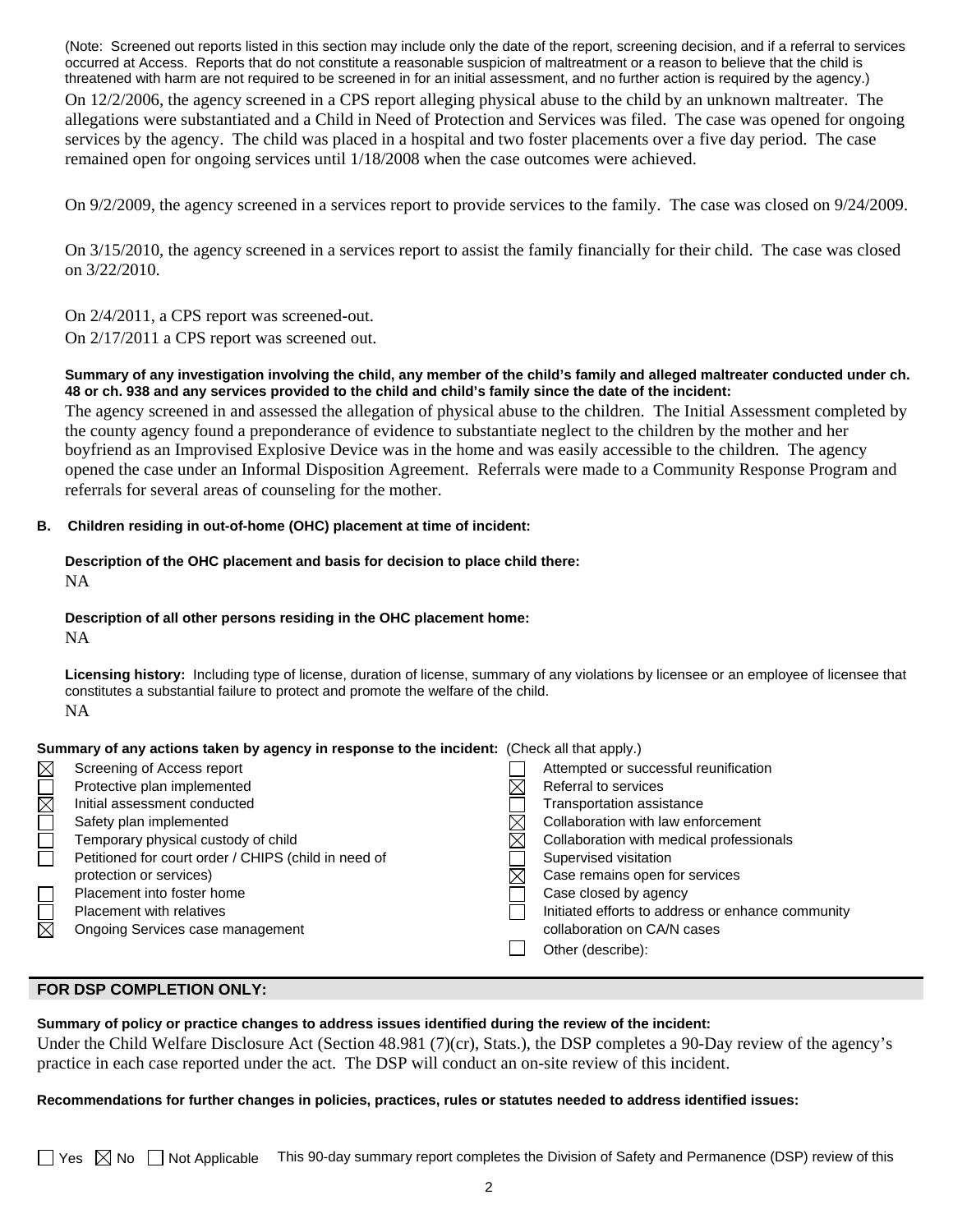(Note: Screened out reports listed in this section may include only the date of the report, screening decision, and if a referral to services occurred at Access. Reports that do not constitute a reasonable suspicion of maltreatment or a reason to believe that the child is threatened with harm are not required to be screened in for an initial assessment, and no further action is required by the agency.)

On 12/2/2006, the agency screened in a CPS report alleging physical abuse to the child by an unknown maltreater. The allegations were substantiated and a Child in Need of Protection and Services was filed. The case was opened for ongoing services by the agency. The child was placed in a hospital and two foster placements over a five day period. The case remained open for ongoing services until 1/18/2008 when the case outcomes were achieved.

On 9/2/2009, the agency screened in a services report to provide services to the family. The case was closed on 9/24/2009.

On 3/15/2010, the agency screened in a services report to assist the family financially for their child. The case was closed on 3/22/2010.

On 2/4/2011, a CPS report was screened-out.
On 2/17/2011 a CPS report was screened out.

**Summary of any investigation involving the child, any member of the child's family and alleged maltreater conducted under ch. 48 or ch. 938 and any services provided to the child and child's family since the date of the incident:**

The agency screened in and assessed the allegation of physical abuse to the children. The Initial Assessment completed by the county agency found a preponderance of evidence to substantiate neglect to the children by the mother and her boyfriend as an Improvised Explosive Device was in the home and was easily accessible to the children. The agency opened the case under an Informal Disposition Agreement. Referrals were made to a Community Response Program and referrals for several areas of counseling for the mother.

**B. Children residing in out-of-home (OHC) placement at time of incident:**

**Description of the OHC placement and basis for decision to place child there:**
NA

**Description of all other persons residing in the OHC placement home:**
NA

**Licensing history:** Including type of license, duration of license, summary of any violations by licensee or an employee of licensee that constitutes a substantial failure to protect and promote the welfare of the child.
NA

**Summary of any actions taken by agency in response to the incident:** (Check all that apply.)

- ☒ Screening of Access report
- ☐ Protective plan implemented
- ☒ Initial assessment conducted
- ☐ Safety plan implemented
- ☐ Temporary physical custody of child
- ☐ Petitioned for court order / CHIPS (child in need of protection or services)
- ☐ Placement into foster home
- ☐ Placement with relatives
- ☒ Ongoing Services case management
- ☐ Attempted or successful reunification
- ☒ Referral to services
- ☐ Transportation assistance
- ☒ Collaboration with law enforcement
- ☒ Collaboration with medical professionals
- ☐ Supervised visitation
- ☒ Case remains open for services
- ☐ Case closed by agency
- ☐ Initiated efforts to address or enhance community collaboration on CA/N cases
- ☐ Other (describe):

## FOR DSP COMPLETION ONLY:

**Summary of policy or practice changes to address issues identified during the review of the incident:**

Under the Child Welfare Disclosure Act (Section 48.981 (7)(cr), Stats.), the DSP completes a 90-Day review of the agency's practice in each case reported under the act. The DSP will conduct an on-site review of this incident.

**Recommendations for further changes in policies, practices, rules or statutes needed to address identified issues:**

☐ Yes ☒ No ☐ Not Applicable This 90-day summary report completes the Division of Safety and Permanence (DSP) review of this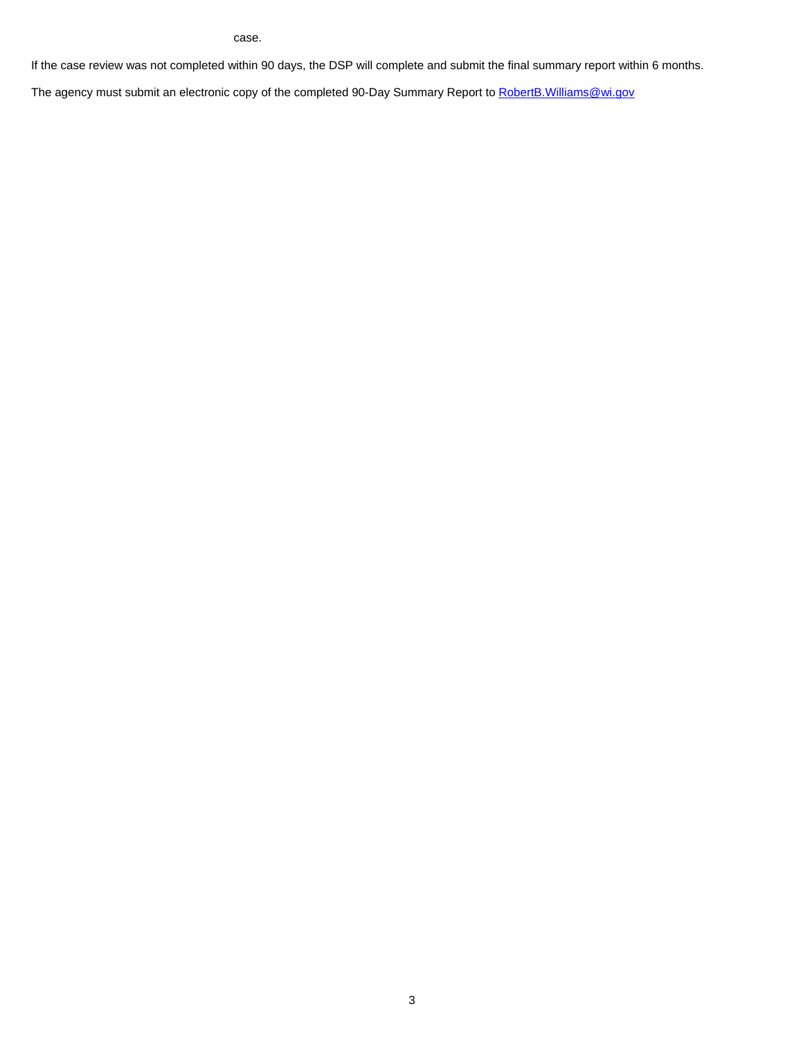case.

If the case review was not completed within 90 days, the DSP will complete and submit the final summary report within 6 months.

The agency must submit an electronic copy of the completed 90-Day Summary Report to [RobertB.Williams@wi.gov](mailto:RobertB.Williams@wi.gov)